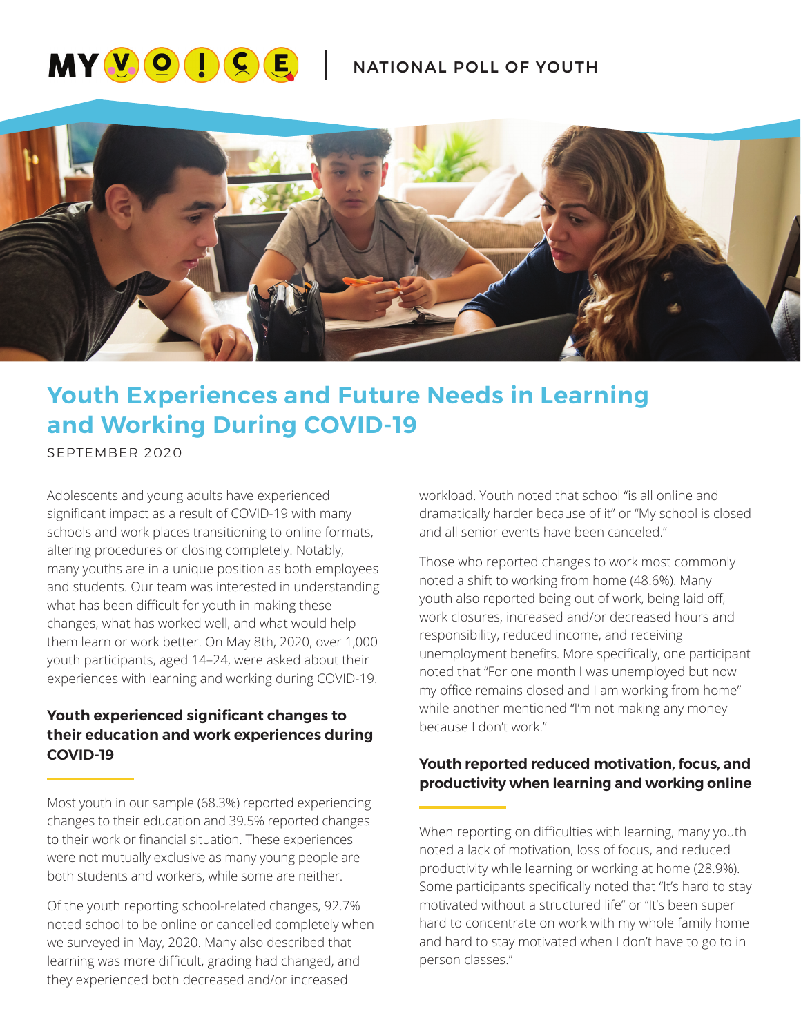MY VOICE | NATIONAL POLL OF YOUTH

# Youth Experiences and Future Needs in Learning and Working During COVID-19

SEPTEMBER 2020

Adolescents and young adults have experienced significant impact as a result of COVID-19 with many schools and work places transitioning to online formats, altering procedures or closing completely. Notably, many youths are in a unique position as both employees and students. Our team was interested in understanding what has been difficult for youth in making these changes, what has worked well, and what would help them learn or work better. On May 8th, 2020, over 1,000 youth participants, aged 14–24, were asked about their experiences with learning and working during COVID-19.

## Youth experienced significant changes to their education and work experiences during COVID-19

Most youth in our sample (68.3%) reported experiencing changes to their education and 39.5% reported changes to their work or financial situation. These experiences were not mutually exclusive as many young people are both students and workers, while some are neither.

Of the youth reporting school-related changes, 92.7% noted school to be online or cancelled completely when we surveyed in May, 2020. Many also described that learning was more difficult, grading had changed, and they experienced both decreased and/or increased workload. Youth noted that school "is all online and dramatically harder because of it" or "My school is closed and all senior events have been canceled."

Those who reported changes to work most commonly noted a shift to working from home (48.6%). Many youth also reported being out of work, being laid off, work closures, increased and/or decreased hours and responsibility, reduced income, and receiving unemployment benefits. More specifically, one participant noted that "For one month I was unemployed but now my office remains closed and I am working from home" while another mentioned "I'm not making any money because I don't work."

## Youth reported reduced motivation, focus, and productivity when learning and working online

When reporting on difficulties with learning, many youth noted a lack of motivation, loss of focus, and reduced productivity while learning or working at home (28.9%). Some participants specifically noted that "It's hard to stay motivated without a structured life" or "It's been super hard to concentrate on work with my whole family home and hard to stay motivated when I don't have to go to in person classes."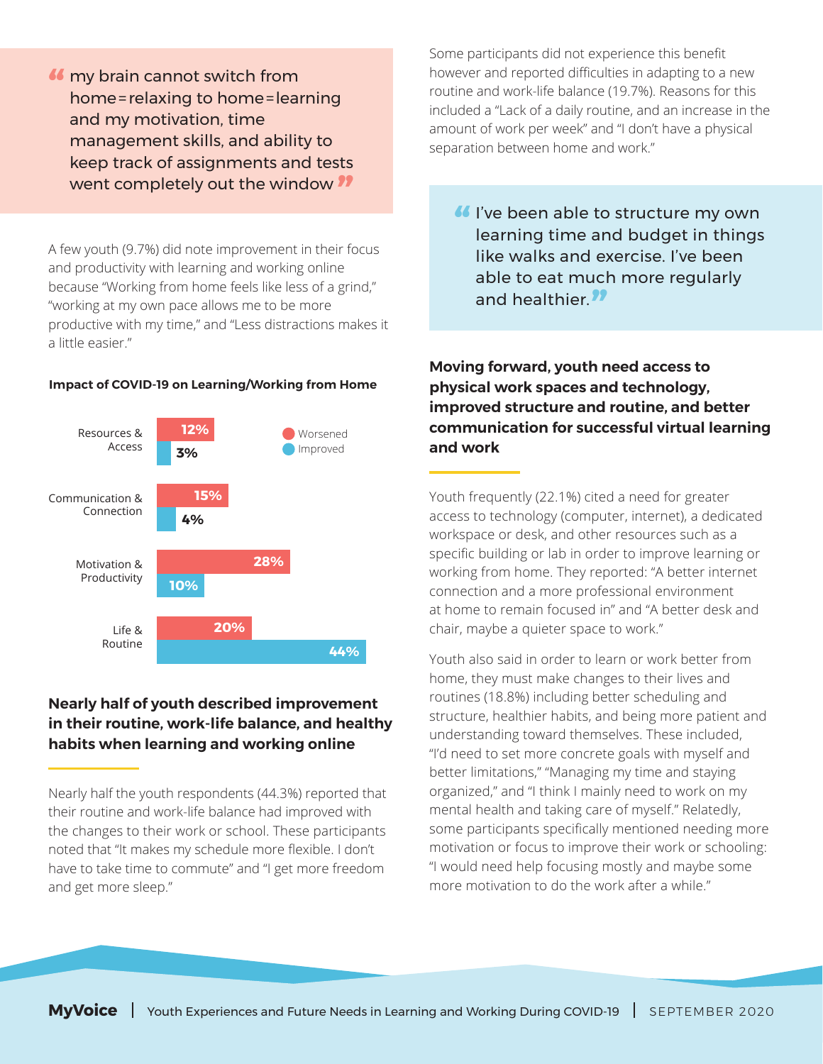> "my brain cannot switch from home=relaxing to home=learning and my motivation, time management skills, and ability to keep track of assignments and tests went completely out the window"

A few youth (9.7%) did note improvement in their focus and productivity with learning and working online because "Working from home feels like less of a grind," "working at my own pace allows me to be more productive with my time," and "Less distractions makes it a little easier."

**Impact of COVID-19 on Learning/Working from Home**

| Category | Worsened | Improved |
|---|---|---|
| Resources & Access | 12% | 3% |
| Communication & Connection | 15% | 4% |
| Motivation & Productivity | 28% | 10% |
| Life & Routine | 20% | 44% |

## Nearly half of youth described improvement in their routine, work-life balance, and healthy habits when learning and working online

Nearly half the youth respondents (44.3%) reported that their routine and work-life balance had improved with the changes to their work or school. These participants noted that "It makes my schedule more flexible. I don't have to take time to commute" and "I get more freedom and get more sleep."

Some participants did not experience this benefit however and reported difficulties in adapting to a new routine and work-life balance (19.7%). Reasons for this included a "Lack of a daily routine, and an increase in the amount of work per week" and "I don't have a physical separation between home and work."

> "I've been able to structure my own learning time and budget in things like walks and exercise. I've been able to eat much more regularly and healthier."

## Moving forward, youth need access to physical work spaces and technology, improved structure and routine, and better communication for successful virtual learning and work

Youth frequently (22.1%) cited a need for greater access to technology (computer, internet), a dedicated workspace or desk, and other resources such as a specific building or lab in order to improve learning or working from home. They reported: "A better internet connection and a more professional environment at home to remain focused in" and "A better desk and chair, maybe a quieter space to work."

Youth also said in order to learn or work better from home, they must make changes to their lives and routines (18.8%) including better scheduling and structure, healthier habits, and being more patient and understanding toward themselves. These included, "I'd need to set more concrete goals with myself and better limitations," "Managing my time and staying organized," and "I think I mainly need to work on my mental health and taking care of myself." Relatedly, some participants specifically mentioned needing more motivation or focus to improve their work or schooling: "I would need help focusing mostly and maybe some more motivation to do the work after a while."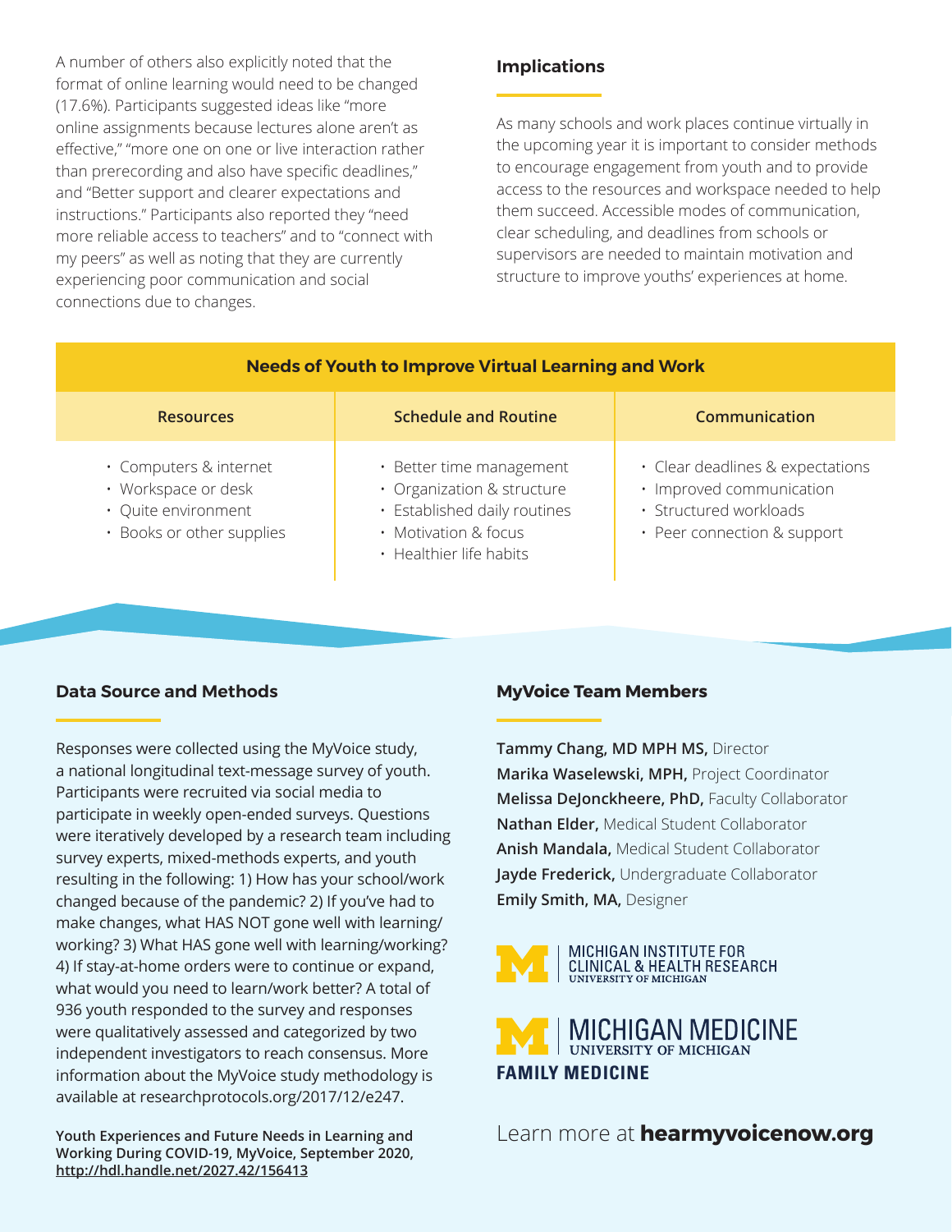A number of others also explicitly noted that the format of online learning would need to be changed (17.6%). Participants suggested ideas like "more online assignments because lectures alone aren't as effective," "more one on one or live interaction rather than prerecording and also have specific deadlines," and "Better support and clearer expectations and instructions." Participants also reported they "need more reliable access to teachers" and to "connect with my peers" as well as noting that they are currently experiencing poor communication and social connections due to changes.

### Implications

As many schools and work places continue virtually in the upcoming year it is important to consider methods to encourage engagement from youth and to provide access to the resources and workspace needed to help them succeed. Accessible modes of communication, clear scheduling, and deadlines from schools or supervisors are needed to maintain motivation and structure to improve youths' experiences at home.

**Needs of Youth to Improve Virtual Learning and Work**

| Resources | Schedule and Routine | Communication |
|---|---|---|
| • Computers & internet<br>• Workspace or desk<br>• Quite environment<br>• Books or other supplies | • Better time management<br>• Organization & structure<br>• Established daily routines<br>• Motivation & focus<br>• Healthier life habits | • Clear deadlines & expectations<br>• Improved communication<br>• Structured workloads<br>• Peer connection & support |

### Data Source and Methods

Responses were collected using the MyVoice study, a national longitudinal text-message survey of youth. Participants were recruited via social media to participate in weekly open-ended surveys. Questions were iteratively developed by a research team including survey experts, mixed-methods experts, and youth resulting in the following: 1) How has your school/work changed because of the pandemic? 2) If you've had to make changes, what HAS NOT gone well with learning/working? 3) What HAS gone well with learning/working? 4) If stay-at-home orders were to continue or expand, what would you need to learn/work better? A total of 936 youth responded to the survey and responses were qualitatively assessed and categorized by two independent investigators to reach consensus. More information about the MyVoice study methodology is available at researchprotocols.org/2017/12/e247.

**Youth Experiences and Future Needs in Learning and Working During COVID-19, MyVoice, September 2020, http://hdl.handle.net/2027.42/156413**

### MyVoice Team Members

**Tammy Chang, MD MPH MS,** Director
**Marika Waselewski, MPH,** Project Coordinator
**Melissa DeJonckheere, PhD,** Faculty Collaborator
**Nathan Elder,** Medical Student Collaborator
**Anish Mandala,** Medical Student Collaborator
**Jayde Frederick,** Undergraduate Collaborator
**Emily Smith, MA,** Designer

MICHIGAN INSTITUTE FOR CLINICAL & HEALTH RESEARCH
UNIVERSITY OF MICHIGAN

MICHIGAN MEDICINE
UNIVERSITY OF MICHIGAN
FAMILY MEDICINE

Learn more at **hearmyvoicenow.org**